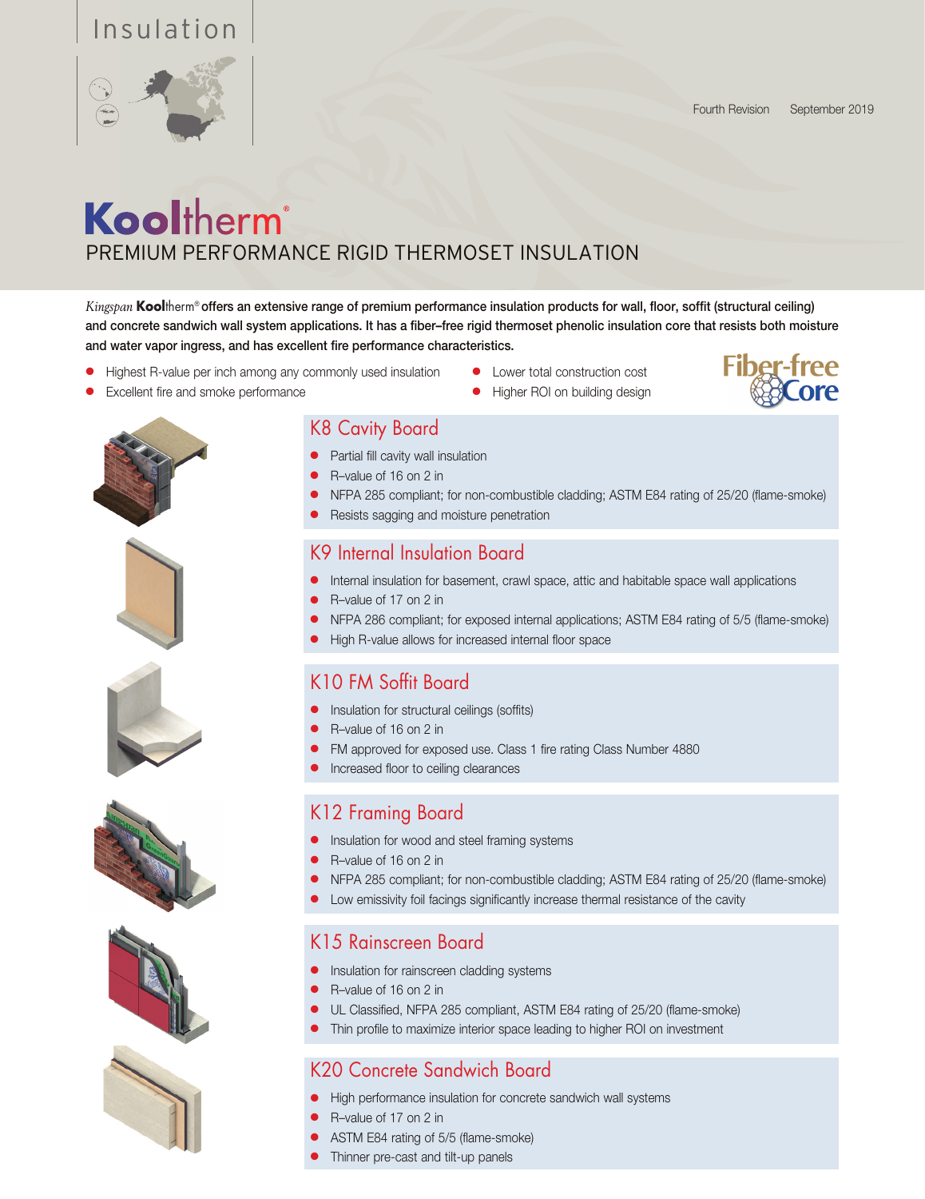Insulation

Fourth Revision September 2019

# Kooltherm®

## PREMIUM PERFORMANCE RIGID THERMOSET INSULATION

*Kingspan* **Kool**therm® **offers an extensive range of premium performance insulation products for wall, floor, soffit (structural ceiling) and concrete sandwich wall system applications. It has a fiber–free rigid thermoset phenolic insulation core that resists both moisture and water vapor ingress, and has excellent fire performance characteristics.**

- Highest R-value per inch among any commonly used insulation
- Excellent fire and smoke performance
- Lower total construction cost
- Higher ROI on building design

Fiber-free Core

### K8 Cavity Board

- Partial fill cavity wall insulation
- R–value of 16 on 2 in
- NFPA 285 compliant; for non-combustible cladding; ASTM E84 rating of 25/20 (flame-smoke)
- Resists sagging and moisture penetration

### K9 Internal Insulation Board

- Internal insulation for basement, crawl space, attic and habitable space wall applications
- R–value of 17 on 2 in
- NFPA 286 compliant; for exposed internal applications; ASTM E84 rating of 5/5 (flame-smoke)
- High R-value allows for increased internal floor space

### K10 FM Soffit Board

- Insulation for structural ceilings (soffits)
- R–value of 16 on 2 in
- FM approved for exposed use. Class 1 fire rating Class Number 4880
- Increased floor to ceiling clearances

### K12 Framing Board

- Insulation for wood and steel framing systems
- R–value of 16 on 2 in
- NFPA 285 compliant; for non-combustible cladding; ASTM E84 rating of 25/20 (flame-smoke)
- Low emissivity foil facings significantly increase thermal resistance of the cavity

### K15 Rainscreen Board

- Insulation for rainscreen cladding systems
- R–value of 16 on 2 in
- UL Classified, NFPA 285 compliant, ASTM E84 rating of 25/20 (flame-smoke)
- Thin profile to maximize interior space leading to higher ROI on investment

### K20 Concrete Sandwich Board

- High performance insulation for concrete sandwich wall systems
- R–value of 17 on 2 in
- ASTM E84 rating of 5/5 (flame-smoke)
- Thinner pre-cast and tilt-up panels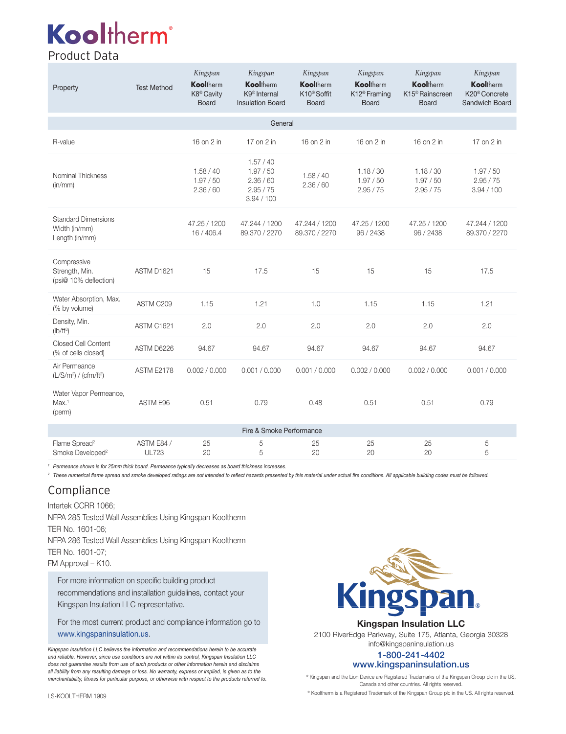# Kooltherm®

## Product Data

| Property | Test Method | Kingspan Kooltherm K8® Cavity Board | Kingspan Kooltherm K9® Internal Insulation Board | Kingspan Kooltherm K10® Soffit Board | Kingspan Kooltherm K12® Framing Board | Kingspan Kooltherm K15® Rainscreen Board | Kingspan Kooltherm K20® Concrete Sandwich Board |
|---|---|---|---|---|---|---|---|
| **General** | | | | | | | |
| R-value | | 16 on 2 in | 17 on 2 in | 16 on 2 in | 16 on 2 in | 16 on 2 in | 17 on 2 in |
| Nominal Thickness (in/mm) | | 1.58 / 40<br>1.97 / 50<br>2.36 / 60 | 1.57 / 40<br>1.97 / 50<br>2.36 / 60<br>2.95 / 75<br>3.94 / 100 | 1.58 / 40<br>2.36 / 60 | 1.18 / 30<br>1.97 / 50<br>2.95 / 75 | 1.18 / 30<br>1.97 / 50<br>2.95 / 75 | 1.97 / 50<br>2.95 / 75<br>3.94 / 100 |
| Standard Dimensions Width (in/mm) Length (in/mm) | | 47.25 / 1200<br>16 / 406.4 | 47.244 / 1200<br>89.370 / 2270 | 47.244 / 1200<br>89.370 / 2270 | 47.25 / 1200<br>96 / 2438 | 47.25 / 1200<br>96 / 2438 | 47.244 / 1200<br>89.370 / 2270 |
| Compressive Strength, Min. (psi@ 10% deflection) | ASTM D1621 | 15 | 17.5 | 15 | 15 | 15 | 17.5 |
| Water Absorption, Max. (% by volume) | ASTM C209 | 1.15 | 1.21 | 1.0 | 1.15 | 1.15 | 1.21 |
| Density, Min. (lb/ft³) | ASTM C1621 | 2.0 | 2.0 | 2.0 | 2.0 | 2.0 | 2.0 |
| Closed Cell Content (% of cells closed) | ASTM D6226 | 94.67 | 94.67 | 94.67 | 94.67 | 94.67 | 94.67 |
| Air Permeance (L/S/m²) / (cfm/ft²) | ASTM E2178 | 0.002 / 0.000 | 0.001 / 0.000 | 0.001 / 0.000 | 0.002 / 0.000 | 0.002 / 0.000 | 0.001 / 0.000 |
| Water Vapor Permeance, Max.[1] (perm) | ASTM E96 | 0.51 | 0.79 | 0.48 | 0.51 | 0.51 | 0.79 |
| **Fire & Smoke Performance** | | | | | | | |
| Flame Spread[2]<br>Smoke Developed[2] | ASTM E84 / UL723 | 25<br>20 | 5<br>5 | 25<br>20 | 25<br>20 | 25<br>20 | 5<br>5 |

[1] *Permeance shown is for 25mm thick board. Permeance typically decreases as board thickness increases.*

[2] *These numerical flame spread and smoke developed ratings are not intended to reflect hazards presented by this material under actual fire conditions. All applicable building codes must be followed.*

## Compliance

Intertek CCRR 1066;
NFPA 285 Tested Wall Assemblies Using Kingspan Kooltherm
TER No. 1601-06;
NFPA 286 Tested Wall Assemblies Using Kingspan Kooltherm
TER No. 1601-07;
FM Approval – K10.

For more information on specific building product recommendations and installation guidelines, contact your Kingspan Insulation LLC representative.

For the most current product and compliance information go to www.kingspaninsulation.us.

*Kingspan Insulation LLC believes the information and recommendations herein to be accurate and reliable. However, since use conditions are not within its control, Kingspan Insulation LLC does not guarantee results from use of such products or other information herein and disclaims all liability from any resulting damage or loss. No warranty, express or implied, is given as to the merchantability, fitness for particular purpose, or otherwise with respect to the products referred to.*

LS-KOOLTHERM 1909

Kingspan®

**Kingspan Insulation LLC**
2100 RiverEdge Parkway, Suite 175, Atlanta, Georgia 30328
info@kingspaninsulation.us
**1-800-241-4402**
**www.kingspaninsulation.us**

® Kingspan and the Lion Device are Registered Trademarks of the Kingspan Group plc in the US, Canada and other countries. All rights reserved.

® Kooltherm is a Registered Trademark of the Kingspan Group plc in the US. All rights reserved.